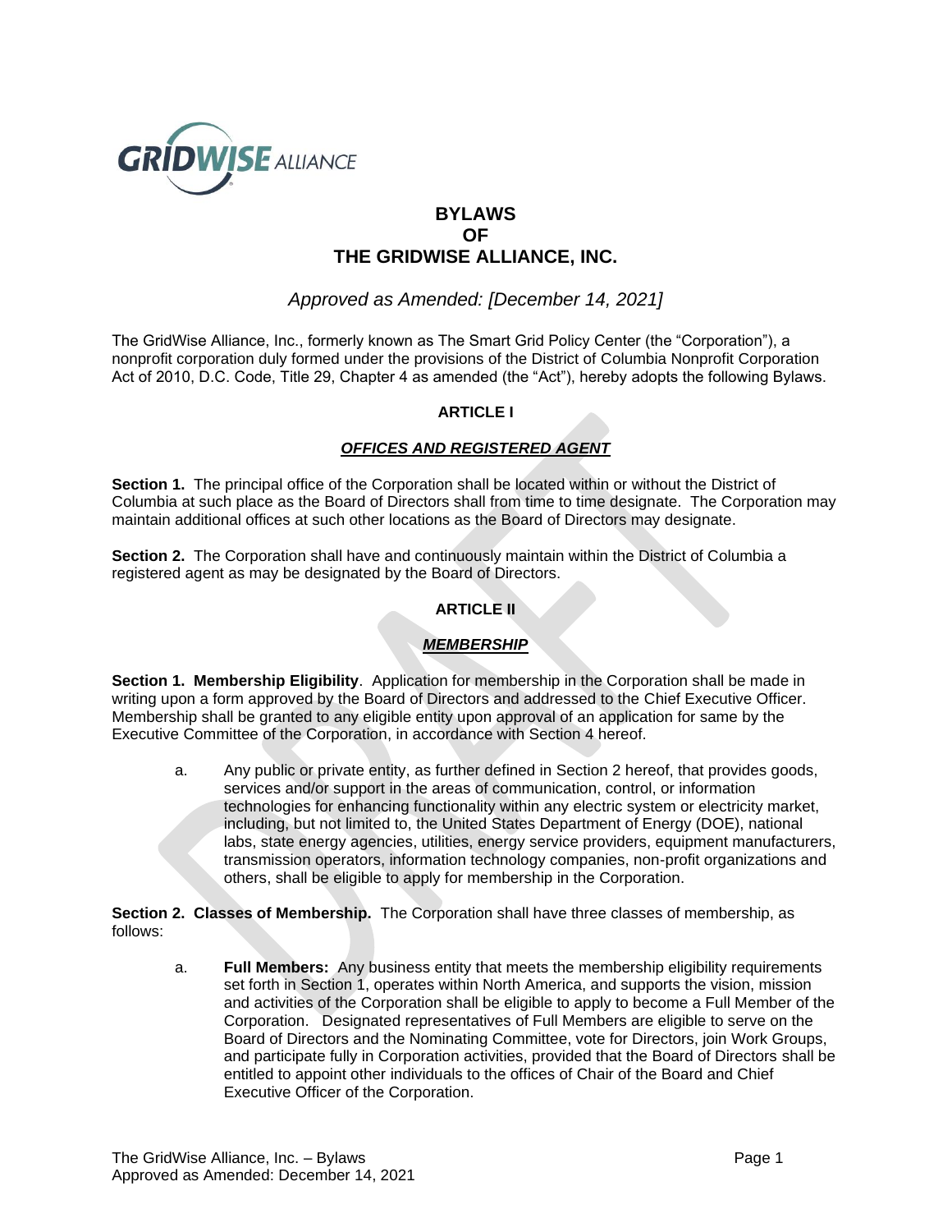# BYLAWS
# OF
# THE GRIDWISE ALLIANCE, INC.

*Approved as Amended: [December 14, 2021]*

The GridWise Alliance, Inc., formerly known as The Smart Grid Policy Center (the "Corporation"), a nonprofit corporation duly formed under the provisions of the District of Columbia Nonprofit Corporation Act of 2010, D.C. Code, Title 29, Chapter 4 as amended (the "Act"), hereby adopts the following Bylaws.

## ARTICLE I

### ***OFFICES AND REGISTERED AGENT***

**Section 1.** The principal office of the Corporation shall be located within or without the District of Columbia at such place as the Board of Directors shall from time to time designate. The Corporation may maintain additional offices at such other locations as the Board of Directors may designate.

**Section 2.** The Corporation shall have and continuously maintain within the District of Columbia a registered agent as may be designated by the Board of Directors.

## ARTICLE II

### ***MEMBERSHIP***

**Section 1. Membership Eligibility**. Application for membership in the Corporation shall be made in writing upon a form approved by the Board of Directors and addressed to the Chief Executive Officer. Membership shall be granted to any eligible entity upon approval of an application for same by the Executive Committee of the Corporation, in accordance with Section 4 hereof.

a. Any public or private entity, as further defined in Section 2 hereof, that provides goods, services and/or support in the areas of communication, control, or information technologies for enhancing functionality within any electric system or electricity market, including, but not limited to, the United States Department of Energy (DOE), national labs, state energy agencies, utilities, energy service providers, equipment manufacturers, transmission operators, information technology companies, non-profit organizations and others, shall be eligible to apply for membership in the Corporation.

**Section 2. Classes of Membership.** The Corporation shall have three classes of membership, as follows:

a. **Full Members:** Any business entity that meets the membership eligibility requirements set forth in Section 1, operates within North America, and supports the vision, mission and activities of the Corporation shall be eligible to apply to become a Full Member of the Corporation. Designated representatives of Full Members are eligible to serve on the Board of Directors and the Nominating Committee, vote for Directors, join Work Groups, and participate fully in Corporation activities, provided that the Board of Directors shall be entitled to appoint other individuals to the offices of Chair of the Board and Chief Executive Officer of the Corporation.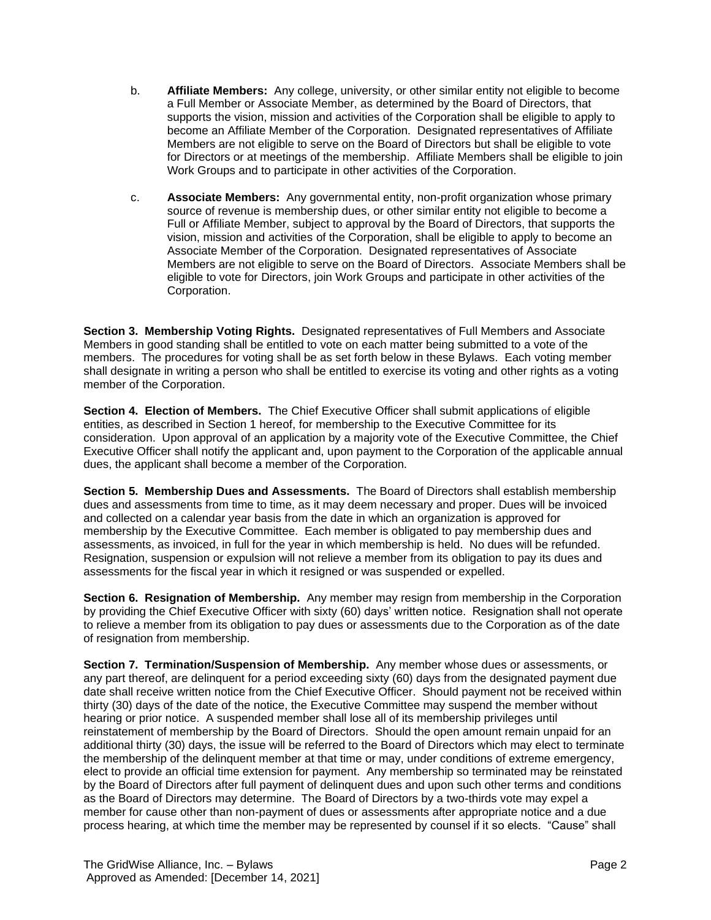b. **Affiliate Members:** Any college, university, or other similar entity not eligible to become a Full Member or Associate Member, as determined by the Board of Directors, that supports the vision, mission and activities of the Corporation shall be eligible to apply to become an Affiliate Member of the Corporation. Designated representatives of Affiliate Members are not eligible to serve on the Board of Directors but shall be eligible to vote for Directors or at meetings of the membership. Affiliate Members shall be eligible to join Work Groups and to participate in other activities of the Corporation.

c. **Associate Members:** Any governmental entity, non-profit organization whose primary source of revenue is membership dues, or other similar entity not eligible to become a Full or Affiliate Member, subject to approval by the Board of Directors, that supports the vision, mission and activities of the Corporation, shall be eligible to apply to become an Associate Member of the Corporation. Designated representatives of Associate Members are not eligible to serve on the Board of Directors. Associate Members shall be eligible to vote for Directors, join Work Groups and participate in other activities of the Corporation.

**Section 3. Membership Voting Rights.** Designated representatives of Full Members and Associate Members in good standing shall be entitled to vote on each matter being submitted to a vote of the members. The procedures for voting shall be as set forth below in these Bylaws. Each voting member shall designate in writing a person who shall be entitled to exercise its voting and other rights as a voting member of the Corporation.

**Section 4. Election of Members.** The Chief Executive Officer shall submit applications of eligible entities, as described in Section 1 hereof, for membership to the Executive Committee for its consideration. Upon approval of an application by a majority vote of the Executive Committee, the Chief Executive Officer shall notify the applicant and, upon payment to the Corporation of the applicable annual dues, the applicant shall become a member of the Corporation.

**Section 5. Membership Dues and Assessments.** The Board of Directors shall establish membership dues and assessments from time to time, as it may deem necessary and proper. Dues will be invoiced and collected on a calendar year basis from the date in which an organization is approved for membership by the Executive Committee. Each member is obligated to pay membership dues and assessments, as invoiced, in full for the year in which membership is held. No dues will be refunded. Resignation, suspension or expulsion will not relieve a member from its obligation to pay its dues and assessments for the fiscal year in which it resigned or was suspended or expelled.

**Section 6. Resignation of Membership.** Any member may resign from membership in the Corporation by providing the Chief Executive Officer with sixty (60) days' written notice. Resignation shall not operate to relieve a member from its obligation to pay dues or assessments due to the Corporation as of the date of resignation from membership.

**Section 7. Termination/Suspension of Membership.** Any member whose dues or assessments, or any part thereof, are delinquent for a period exceeding sixty (60) days from the designated payment due date shall receive written notice from the Chief Executive Officer. Should payment not be received within thirty (30) days of the date of the notice, the Executive Committee may suspend the member without hearing or prior notice. A suspended member shall lose all of its membership privileges until reinstatement of membership by the Board of Directors. Should the open amount remain unpaid for an additional thirty (30) days, the issue will be referred to the Board of Directors which may elect to terminate the membership of the delinquent member at that time or may, under conditions of extreme emergency, elect to provide an official time extension for payment. Any membership so terminated may be reinstated by the Board of Directors after full payment of delinquent dues and upon such other terms and conditions as the Board of Directors may determine. The Board of Directors by a two-thirds vote may expel a member for cause other than non-payment of dues or assessments after appropriate notice and a due process hearing, at which time the member may be represented by counsel if it so elects. "Cause" shall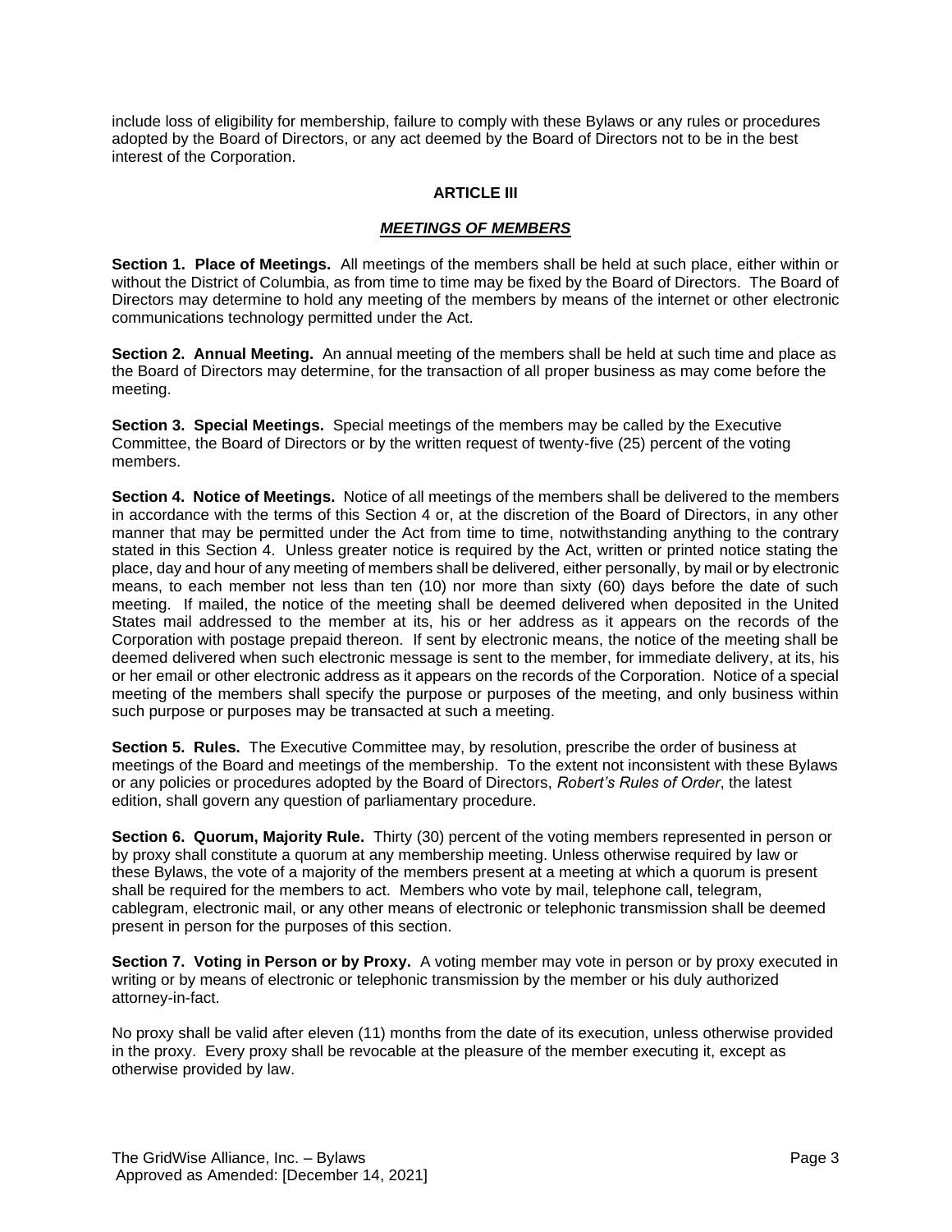include loss of eligibility for membership, failure to comply with these Bylaws or any rules or procedures adopted by the Board of Directors, or any act deemed by the Board of Directors not to be in the best interest of the Corporation.

## ARTICLE III

### ***MEETINGS OF MEMBERS***

**Section 1. Place of Meetings.** All meetings of the members shall be held at such place, either within or without the District of Columbia, as from time to time may be fixed by the Board of Directors. The Board of Directors may determine to hold any meeting of the members by means of the internet or other electronic communications technology permitted under the Act.

**Section 2. Annual Meeting.** An annual meeting of the members shall be held at such time and place as the Board of Directors may determine, for the transaction of all proper business as may come before the meeting.

**Section 3. Special Meetings.** Special meetings of the members may be called by the Executive Committee, the Board of Directors or by the written request of twenty-five (25) percent of the voting members.

**Section 4. Notice of Meetings.** Notice of all meetings of the members shall be delivered to the members in accordance with the terms of this Section 4 or, at the discretion of the Board of Directors, in any other manner that may be permitted under the Act from time to time, notwithstanding anything to the contrary stated in this Section 4. Unless greater notice is required by the Act, written or printed notice stating the place, day and hour of any meeting of members shall be delivered, either personally, by mail or by electronic means, to each member not less than ten (10) nor more than sixty (60) days before the date of such meeting. If mailed, the notice of the meeting shall be deemed delivered when deposited in the United States mail addressed to the member at its, his or her address as it appears on the records of the Corporation with postage prepaid thereon. If sent by electronic means, the notice of the meeting shall be deemed delivered when such electronic message is sent to the member, for immediate delivery, at its, his or her email or other electronic address as it appears on the records of the Corporation. Notice of a special meeting of the members shall specify the purpose or purposes of the meeting, and only business within such purpose or purposes may be transacted at such a meeting.

**Section 5. Rules.** The Executive Committee may, by resolution, prescribe the order of business at meetings of the Board and meetings of the membership. To the extent not inconsistent with these Bylaws or any policies or procedures adopted by the Board of Directors, *Robert's Rules of Order*, the latest edition, shall govern any question of parliamentary procedure.

**Section 6. Quorum, Majority Rule.** Thirty (30) percent of the voting members represented in person or by proxy shall constitute a quorum at any membership meeting. Unless otherwise required by law or these Bylaws, the vote of a majority of the members present at a meeting at which a quorum is present shall be required for the members to act. Members who vote by mail, telephone call, telegram, cablegram, electronic mail, or any other means of electronic or telephonic transmission shall be deemed present in person for the purposes of this section.

**Section 7. Voting in Person or by Proxy.** A voting member may vote in person or by proxy executed in writing or by means of electronic or telephonic transmission by the member or his duly authorized attorney-in-fact.

No proxy shall be valid after eleven (11) months from the date of its execution, unless otherwise provided in the proxy. Every proxy shall be revocable at the pleasure of the member executing it, except as otherwise provided by law.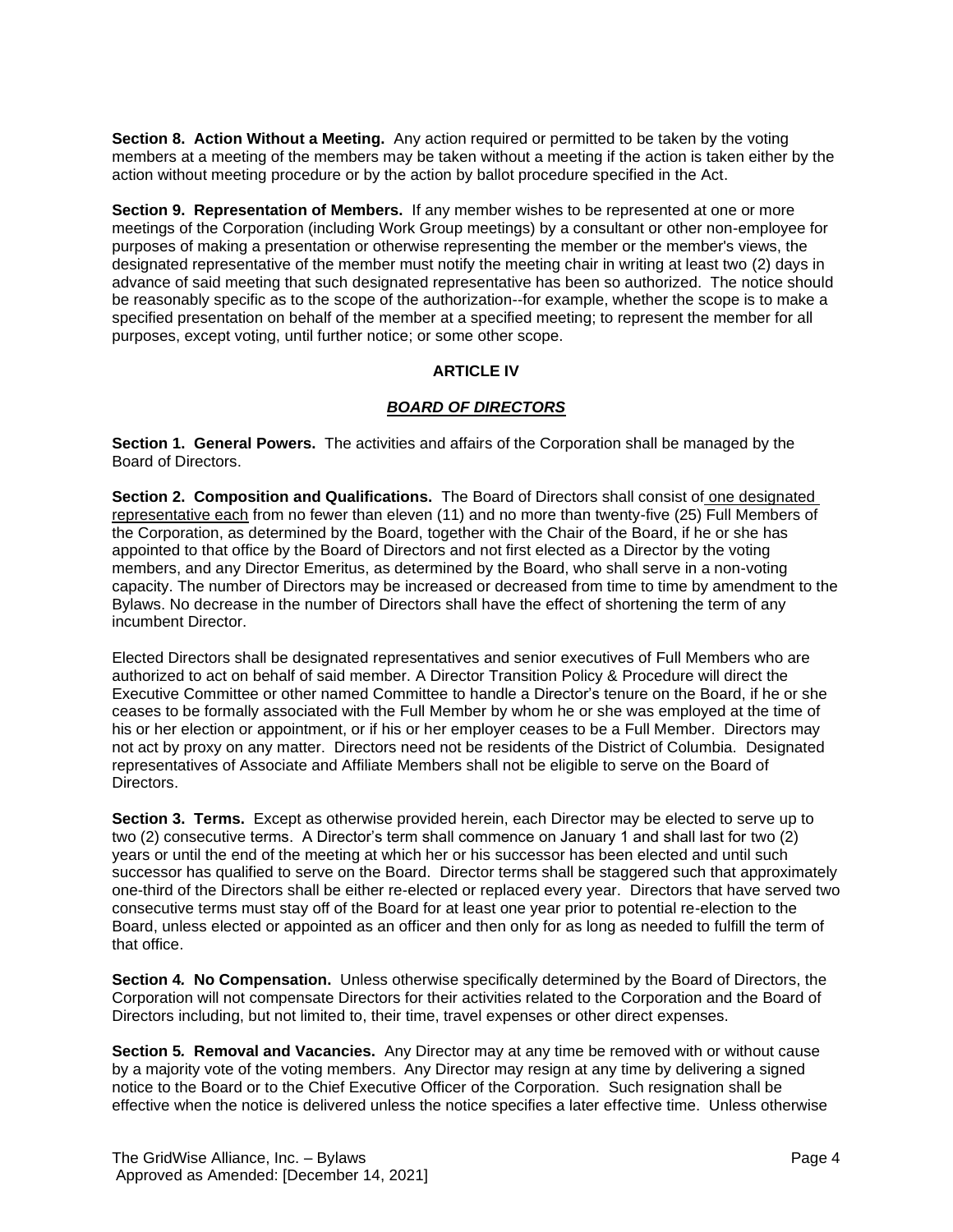**Section 8. Action Without a Meeting.** Any action required or permitted to be taken by the voting members at a meeting of the members may be taken without a meeting if the action is taken either by the action without meeting procedure or by the action by ballot procedure specified in the Act.

**Section 9. Representation of Members.** If any member wishes to be represented at one or more meetings of the Corporation (including Work Group meetings) by a consultant or other non-employee for purposes of making a presentation or otherwise representing the member or the member's views, the designated representative of the member must notify the meeting chair in writing at least two (2) days in advance of said meeting that such designated representative has been so authorized. The notice should be reasonably specific as to the scope of the authorization--for example, whether the scope is to make a specified presentation on behalf of the member at a specified meeting; to represent the member for all purposes, except voting, until further notice; or some other scope.

## ARTICLE IV

## ***BOARD OF DIRECTORS***

**Section 1. General Powers.** The activities and affairs of the Corporation shall be managed by the Board of Directors.

**Section 2. Composition and Qualifications.** The Board of Directors shall consist of one designated representative each from no fewer than eleven (11) and no more than twenty-five (25) Full Members of the Corporation, as determined by the Board, together with the Chair of the Board, if he or she has appointed to that office by the Board of Directors and not first elected as a Director by the voting members, and any Director Emeritus, as determined by the Board, who shall serve in a non-voting capacity. The number of Directors may be increased or decreased from time to time by amendment to the Bylaws. No decrease in the number of Directors shall have the effect of shortening the term of any incumbent Director.

Elected Directors shall be designated representatives and senior executives of Full Members who are authorized to act on behalf of said member. A Director Transition Policy & Procedure will direct the Executive Committee or other named Committee to handle a Director's tenure on the Board, if he or she ceases to be formally associated with the Full Member by whom he or she was employed at the time of his or her election or appointment, or if his or her employer ceases to be a Full Member. Directors may not act by proxy on any matter. Directors need not be residents of the District of Columbia. Designated representatives of Associate and Affiliate Members shall not be eligible to serve on the Board of Directors.

**Section 3. Terms.** Except as otherwise provided herein, each Director may be elected to serve up to two (2) consecutive terms. A Director's term shall commence on January 1 and shall last for two (2) years or until the end of the meeting at which her or his successor has been elected and until such successor has qualified to serve on the Board. Director terms shall be staggered such that approximately one-third of the Directors shall be either re-elected or replaced every year. Directors that have served two consecutive terms must stay off of the Board for at least one year prior to potential re-election to the Board, unless elected or appointed as an officer and then only for as long as needed to fulfill the term of that office.

**Section 4. No Compensation.** Unless otherwise specifically determined by the Board of Directors, the Corporation will not compensate Directors for their activities related to the Corporation and the Board of Directors including, but not limited to, their time, travel expenses or other direct expenses.

**Section 5. Removal and Vacancies.** Any Director may at any time be removed with or without cause by a majority vote of the voting members. Any Director may resign at any time by delivering a signed notice to the Board or to the Chief Executive Officer of the Corporation. Such resignation shall be effective when the notice is delivered unless the notice specifies a later effective time. Unless otherwise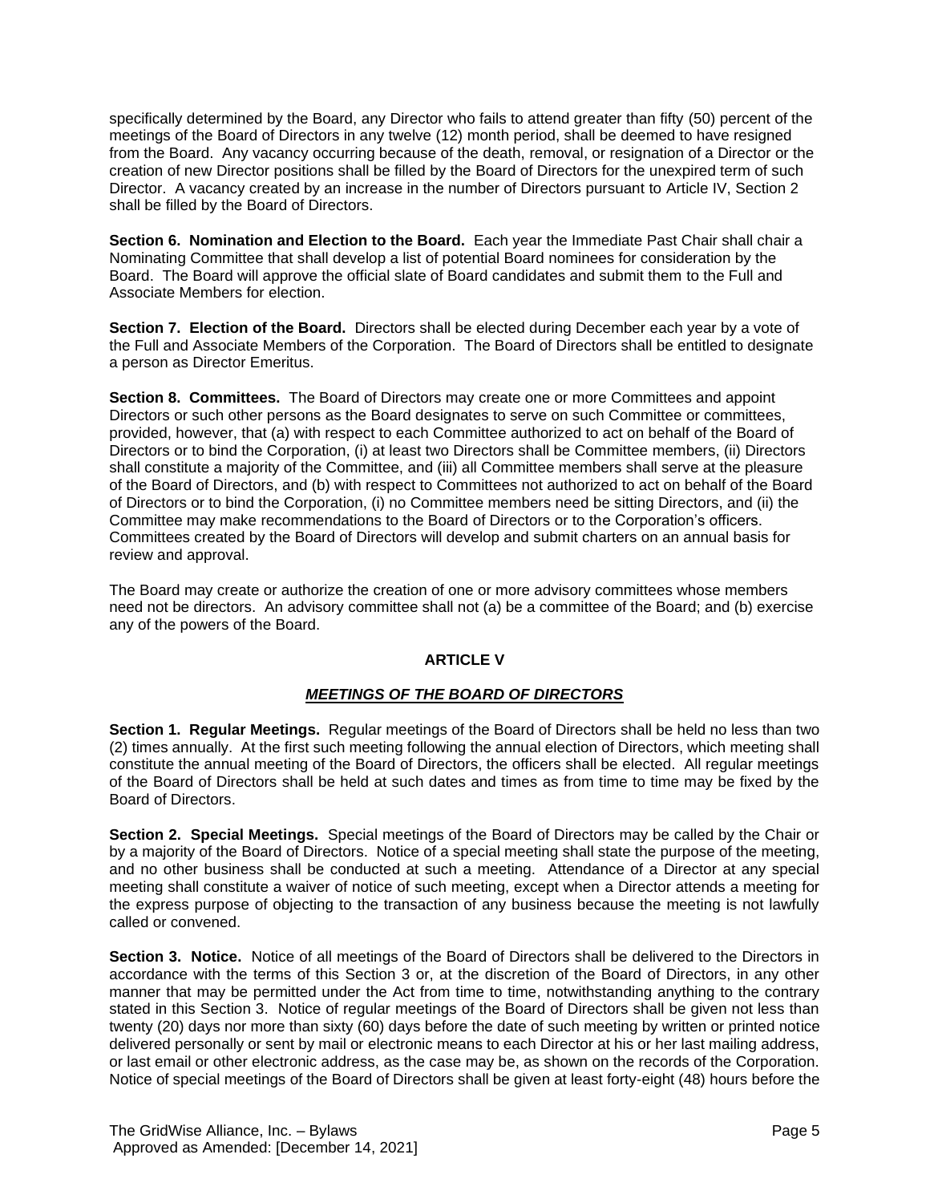specifically determined by the Board, any Director who fails to attend greater than fifty (50) percent of the meetings of the Board of Directors in any twelve (12) month period, shall be deemed to have resigned from the Board. Any vacancy occurring because of the death, removal, or resignation of a Director or the creation of new Director positions shall be filled by the Board of Directors for the unexpired term of such Director. A vacancy created by an increase in the number of Directors pursuant to Article IV, Section 2 shall be filled by the Board of Directors.

**Section 6. Nomination and Election to the Board.** Each year the Immediate Past Chair shall chair a Nominating Committee that shall develop a list of potential Board nominees for consideration by the Board. The Board will approve the official slate of Board candidates and submit them to the Full and Associate Members for election.

**Section 7. Election of the Board.** Directors shall be elected during December each year by a vote of the Full and Associate Members of the Corporation. The Board of Directors shall be entitled to designate a person as Director Emeritus.

**Section 8. Committees.** The Board of Directors may create one or more Committees and appoint Directors or such other persons as the Board designates to serve on such Committee or committees, provided, however, that (a) with respect to each Committee authorized to act on behalf of the Board of Directors or to bind the Corporation, (i) at least two Directors shall be Committee members, (ii) Directors shall constitute a majority of the Committee, and (iii) all Committee members shall serve at the pleasure of the Board of Directors, and (b) with respect to Committees not authorized to act on behalf of the Board of Directors or to bind the Corporation, (i) no Committee members need be sitting Directors, and (ii) the Committee may make recommendations to the Board of Directors or to the Corporation's officers. Committees created by the Board of Directors will develop and submit charters on an annual basis for review and approval.

The Board may create or authorize the creation of one or more advisory committees whose members need not be directors. An advisory committee shall not (a) be a committee of the Board; and (b) exercise any of the powers of the Board.

## ARTICLE V

## ***MEETINGS OF THE BOARD OF DIRECTORS***

**Section 1. Regular Meetings.** Regular meetings of the Board of Directors shall be held no less than two (2) times annually. At the first such meeting following the annual election of Directors, which meeting shall constitute the annual meeting of the Board of Directors, the officers shall be elected. All regular meetings of the Board of Directors shall be held at such dates and times as from time to time may be fixed by the Board of Directors.

**Section 2. Special Meetings.** Special meetings of the Board of Directors may be called by the Chair or by a majority of the Board of Directors. Notice of a special meeting shall state the purpose of the meeting, and no other business shall be conducted at such a meeting. Attendance of a Director at any special meeting shall constitute a waiver of notice of such meeting, except when a Director attends a meeting for the express purpose of objecting to the transaction of any business because the meeting is not lawfully called or convened.

**Section 3. Notice.** Notice of all meetings of the Board of Directors shall be delivered to the Directors in accordance with the terms of this Section 3 or, at the discretion of the Board of Directors, in any other manner that may be permitted under the Act from time to time, notwithstanding anything to the contrary stated in this Section 3. Notice of regular meetings of the Board of Directors shall be given not less than twenty (20) days nor more than sixty (60) days before the date of such meeting by written or printed notice delivered personally or sent by mail or electronic means to each Director at his or her last mailing address, or last email or other electronic address, as the case may be, as shown on the records of the Corporation. Notice of special meetings of the Board of Directors shall be given at least forty-eight (48) hours before the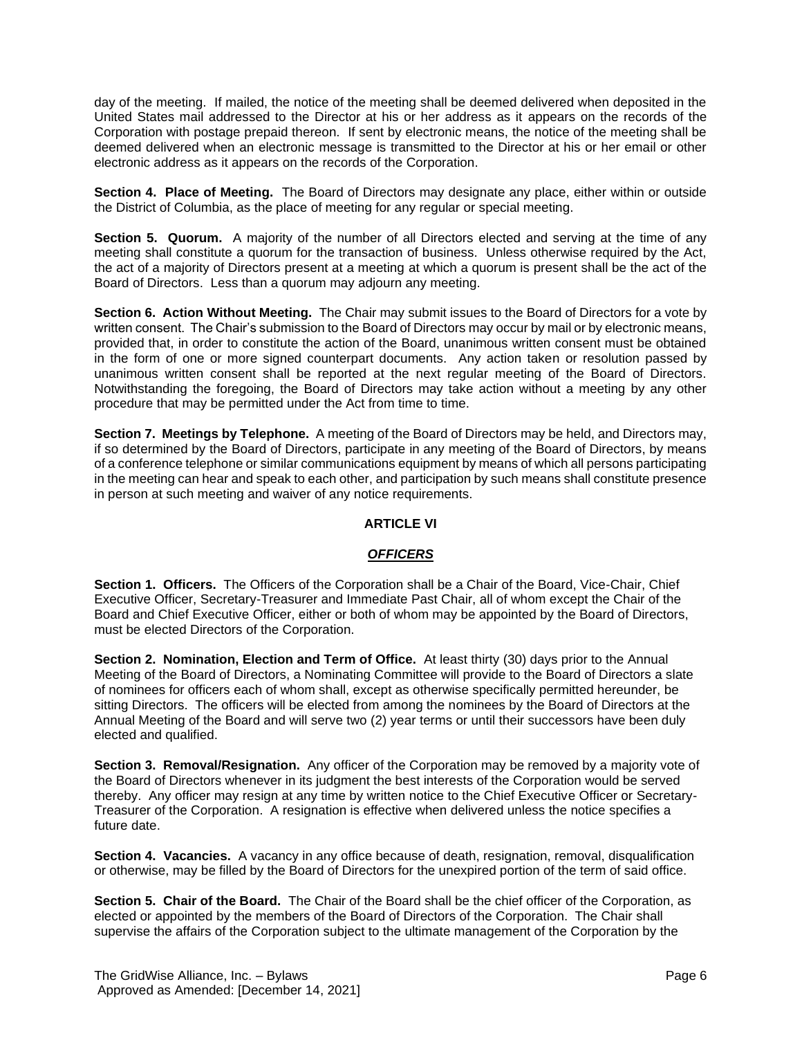day of the meeting. If mailed, the notice of the meeting shall be deemed delivered when deposited in the United States mail addressed to the Director at his or her address as it appears on the records of the Corporation with postage prepaid thereon. If sent by electronic means, the notice of the meeting shall be deemed delivered when an electronic message is transmitted to the Director at his or her email or other electronic address as it appears on the records of the Corporation.

**Section 4. Place of Meeting.** The Board of Directors may designate any place, either within or outside the District of Columbia, as the place of meeting for any regular or special meeting.

**Section 5. Quorum.** A majority of the number of all Directors elected and serving at the time of any meeting shall constitute a quorum for the transaction of business. Unless otherwise required by the Act, the act of a majority of Directors present at a meeting at which a quorum is present shall be the act of the Board of Directors. Less than a quorum may adjourn any meeting.

**Section 6. Action Without Meeting.** The Chair may submit issues to the Board of Directors for a vote by written consent. The Chair's submission to the Board of Directors may occur by mail or by electronic means, provided that, in order to constitute the action of the Board, unanimous written consent must be obtained in the form of one or more signed counterpart documents. Any action taken or resolution passed by unanimous written consent shall be reported at the next regular meeting of the Board of Directors. Notwithstanding the foregoing, the Board of Directors may take action without a meeting by any other procedure that may be permitted under the Act from time to time.

**Section 7. Meetings by Telephone.** A meeting of the Board of Directors may be held, and Directors may, if so determined by the Board of Directors, participate in any meeting of the Board of Directors, by means of a conference telephone or similar communications equipment by means of which all persons participating in the meeting can hear and speak to each other, and participation by such means shall constitute presence in person at such meeting and waiver of any notice requirements.

## ARTICLE VI

## ***OFFICERS***

**Section 1. Officers.** The Officers of the Corporation shall be a Chair of the Board, Vice-Chair, Chief Executive Officer, Secretary-Treasurer and Immediate Past Chair, all of whom except the Chair of the Board and Chief Executive Officer, either or both of whom may be appointed by the Board of Directors, must be elected Directors of the Corporation.

**Section 2. Nomination, Election and Term of Office.** At least thirty (30) days prior to the Annual Meeting of the Board of Directors, a Nominating Committee will provide to the Board of Directors a slate of nominees for officers each of whom shall, except as otherwise specifically permitted hereunder, be sitting Directors. The officers will be elected from among the nominees by the Board of Directors at the Annual Meeting of the Board and will serve two (2) year terms or until their successors have been duly elected and qualified.

**Section 3. Removal/Resignation.** Any officer of the Corporation may be removed by a majority vote of the Board of Directors whenever in its judgment the best interests of the Corporation would be served thereby. Any officer may resign at any time by written notice to the Chief Executive Officer or Secretary-Treasurer of the Corporation. A resignation is effective when delivered unless the notice specifies a future date.

**Section 4. Vacancies.** A vacancy in any office because of death, resignation, removal, disqualification or otherwise, may be filled by the Board of Directors for the unexpired portion of the term of said office.

**Section 5. Chair of the Board.** The Chair of the Board shall be the chief officer of the Corporation, as elected or appointed by the members of the Board of Directors of the Corporation. The Chair shall supervise the affairs of the Corporation subject to the ultimate management of the Corporation by the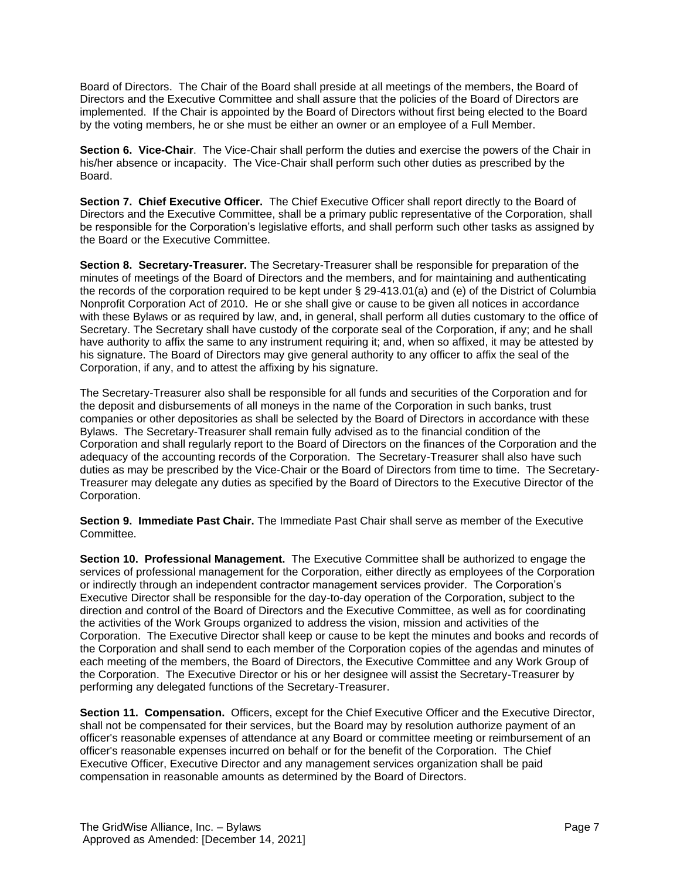Board of Directors. The Chair of the Board shall preside at all meetings of the members, the Board of Directors and the Executive Committee and shall assure that the policies of the Board of Directors are implemented. If the Chair is appointed by the Board of Directors without first being elected to the Board by the voting members, he or she must be either an owner or an employee of a Full Member.

**Section 6. Vice-Chair**. The Vice-Chair shall perform the duties and exercise the powers of the Chair in his/her absence or incapacity. The Vice-Chair shall perform such other duties as prescribed by the Board.

**Section 7. Chief Executive Officer.** The Chief Executive Officer shall report directly to the Board of Directors and the Executive Committee, shall be a primary public representative of the Corporation, shall be responsible for the Corporation's legislative efforts, and shall perform such other tasks as assigned by the Board or the Executive Committee.

**Section 8. Secretary-Treasurer.** The Secretary-Treasurer shall be responsible for preparation of the minutes of meetings of the Board of Directors and the members, and for maintaining and authenticating the records of the corporation required to be kept under § 29-413.01(a) and (e) of the District of Columbia Nonprofit Corporation Act of 2010. He or she shall give or cause to be given all notices in accordance with these Bylaws or as required by law, and, in general, shall perform all duties customary to the office of Secretary. The Secretary shall have custody of the corporate seal of the Corporation, if any; and he shall have authority to affix the same to any instrument requiring it; and, when so affixed, it may be attested by his signature. The Board of Directors may give general authority to any officer to affix the seal of the Corporation, if any, and to attest the affixing by his signature.

The Secretary-Treasurer also shall be responsible for all funds and securities of the Corporation and for the deposit and disbursements of all moneys in the name of the Corporation in such banks, trust companies or other depositories as shall be selected by the Board of Directors in accordance with these Bylaws. The Secretary-Treasurer shall remain fully advised as to the financial condition of the Corporation and shall regularly report to the Board of Directors on the finances of the Corporation and the adequacy of the accounting records of the Corporation. The Secretary-Treasurer shall also have such duties as may be prescribed by the Vice-Chair or the Board of Directors from time to time. The Secretary-Treasurer may delegate any duties as specified by the Board of Directors to the Executive Director of the Corporation.

**Section 9. Immediate Past Chair.** The Immediate Past Chair shall serve as member of the Executive Committee.

**Section 10. Professional Management.** The Executive Committee shall be authorized to engage the services of professional management for the Corporation, either directly as employees of the Corporation or indirectly through an independent contractor management services provider. The Corporation's Executive Director shall be responsible for the day-to-day operation of the Corporation, subject to the direction and control of the Board of Directors and the Executive Committee, as well as for coordinating the activities of the Work Groups organized to address the vision, mission and activities of the Corporation. The Executive Director shall keep or cause to be kept the minutes and books and records of the Corporation and shall send to each member of the Corporation copies of the agendas and minutes of each meeting of the members, the Board of Directors, the Executive Committee and any Work Group of the Corporation. The Executive Director or his or her designee will assist the Secretary-Treasurer by performing any delegated functions of the Secretary-Treasurer.

**Section 11. Compensation.** Officers, except for the Chief Executive Officer and the Executive Director, shall not be compensated for their services, but the Board may by resolution authorize payment of an officer's reasonable expenses of attendance at any Board or committee meeting or reimbursement of an officer's reasonable expenses incurred on behalf or for the benefit of the Corporation. The Chief Executive Officer, Executive Director and any management services organization shall be paid compensation in reasonable amounts as determined by the Board of Directors.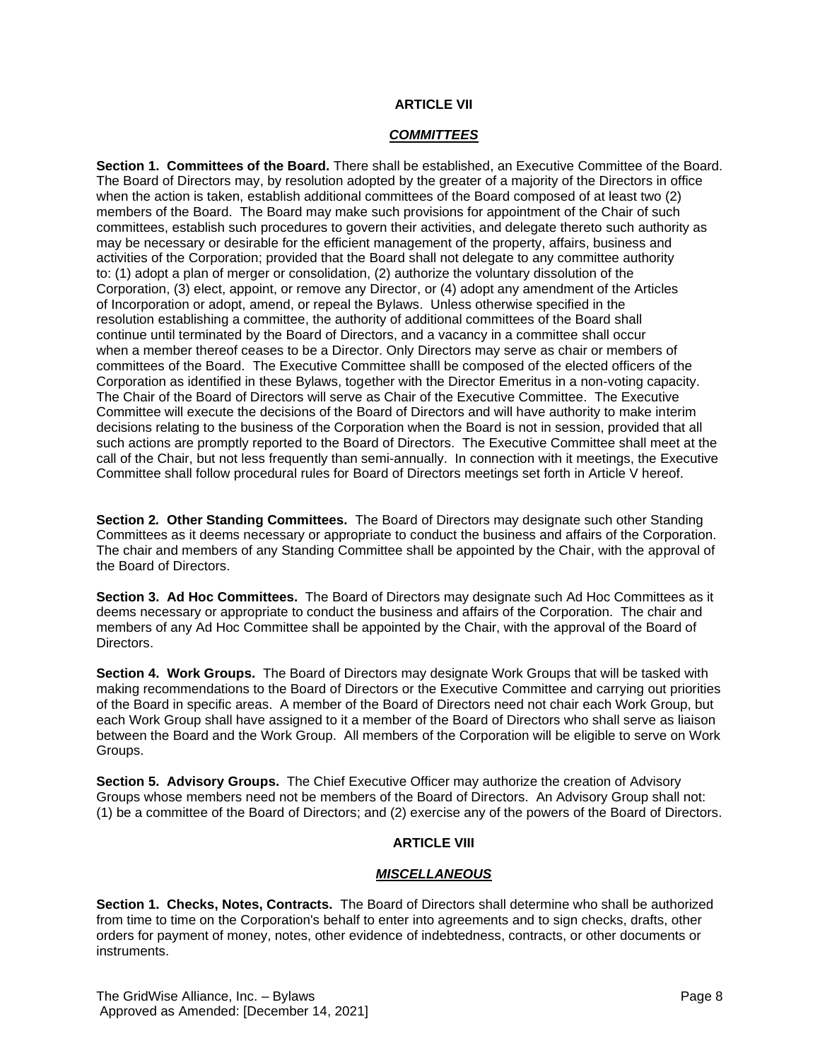## ARTICLE VII

### ***COMMITTEES***

**Section 1. Committees of the Board.** There shall be established, an Executive Committee of the Board. The Board of Directors may, by resolution adopted by the greater of a majority of the Directors in office when the action is taken, establish additional committees of the Board composed of at least two (2) members of the Board. The Board may make such provisions for appointment of the Chair of such committees, establish such procedures to govern their activities, and delegate thereto such authority as may be necessary or desirable for the efficient management of the property, affairs, business and activities of the Corporation; provided that the Board shall not delegate to any committee authority to: (1) adopt a plan of merger or consolidation, (2) authorize the voluntary dissolution of the Corporation, (3) elect, appoint, or remove any Director, or (4) adopt any amendment of the Articles of Incorporation or adopt, amend, or repeal the Bylaws. Unless otherwise specified in the resolution establishing a committee, the authority of additional committees of the Board shall continue until terminated by the Board of Directors, and a vacancy in a committee shall occur when a member thereof ceases to be a Director. Only Directors may serve as chair or members of committees of the Board. The Executive Committee shalll be composed of the elected officers of the Corporation as identified in these Bylaws, together with the Director Emeritus in a non-voting capacity. The Chair of the Board of Directors will serve as Chair of the Executive Committee. The Executive Committee will execute the decisions of the Board of Directors and will have authority to make interim decisions relating to the business of the Corporation when the Board is not in session, provided that all such actions are promptly reported to the Board of Directors. The Executive Committee shall meet at the call of the Chair, but not less frequently than semi-annually. In connection with it meetings, the Executive Committee shall follow procedural rules for Board of Directors meetings set forth in Article V hereof.

**Section 2. Other Standing Committees.** The Board of Directors may designate such other Standing Committees as it deems necessary or appropriate to conduct the business and affairs of the Corporation. The chair and members of any Standing Committee shall be appointed by the Chair, with the approval of the Board of Directors.

**Section 3. Ad Hoc Committees.** The Board of Directors may designate such Ad Hoc Committees as it deems necessary or appropriate to conduct the business and affairs of the Corporation. The chair and members of any Ad Hoc Committee shall be appointed by the Chair, with the approval of the Board of Directors.

**Section 4. Work Groups.** The Board of Directors may designate Work Groups that will be tasked with making recommendations to the Board of Directors or the Executive Committee and carrying out priorities of the Board in specific areas. A member of the Board of Directors need not chair each Work Group, but each Work Group shall have assigned to it a member of the Board of Directors who shall serve as liaison between the Board and the Work Group. All members of the Corporation will be eligible to serve on Work Groups.

**Section 5. Advisory Groups.** The Chief Executive Officer may authorize the creation of Advisory Groups whose members need not be members of the Board of Directors. An Advisory Group shall not: (1) be a committee of the Board of Directors; and (2) exercise any of the powers of the Board of Directors.

## ARTICLE VIII

### ***MISCELLANEOUS***

**Section 1. Checks, Notes, Contracts.** The Board of Directors shall determine who shall be authorized from time to time on the Corporation's behalf to enter into agreements and to sign checks, drafts, other orders for payment of money, notes, other evidence of indebtedness, contracts, or other documents or instruments.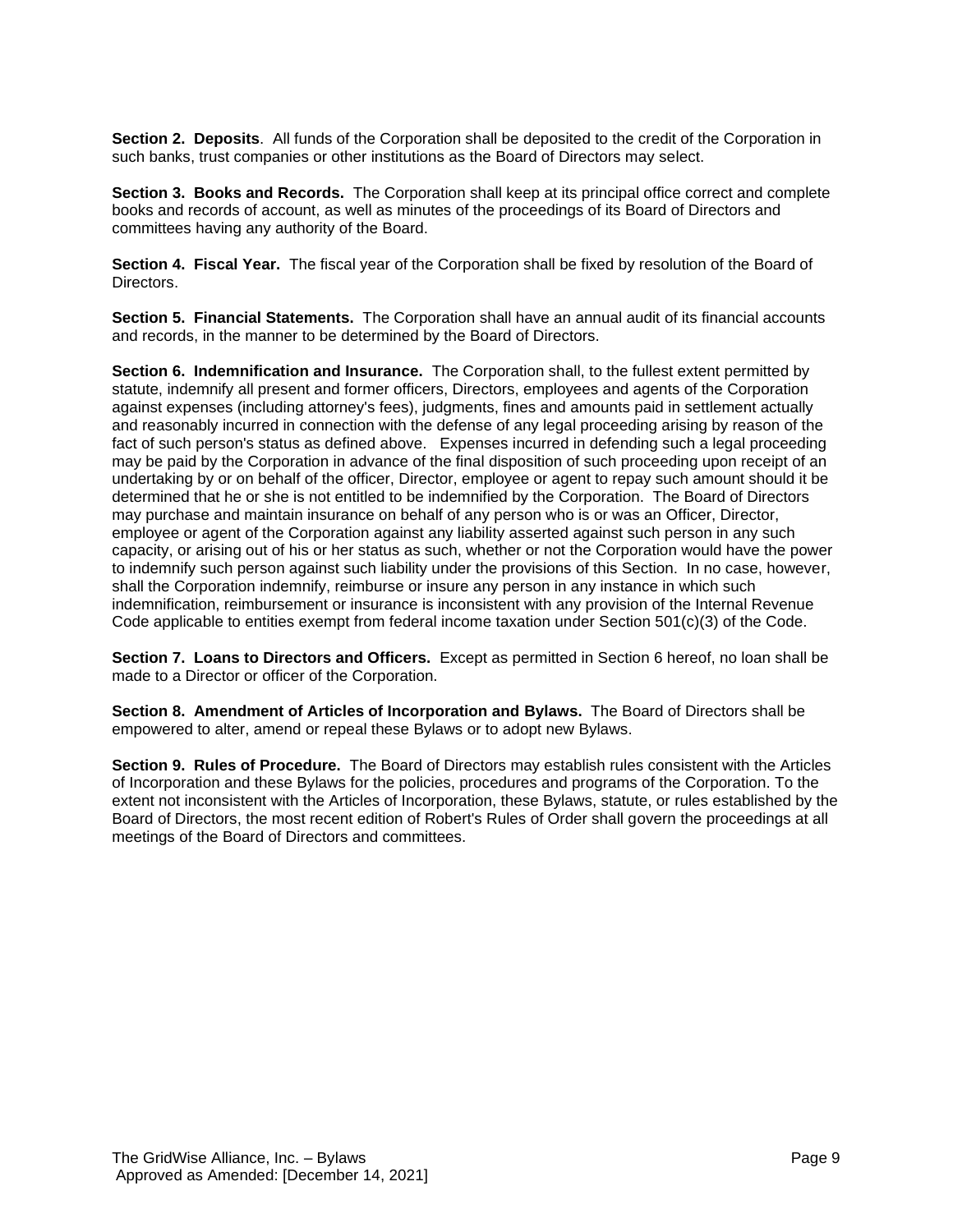**Section 2. Deposits**. All funds of the Corporation shall be deposited to the credit of the Corporation in such banks, trust companies or other institutions as the Board of Directors may select.

**Section 3. Books and Records.** The Corporation shall keep at its principal office correct and complete books and records of account, as well as minutes of the proceedings of its Board of Directors and committees having any authority of the Board.

**Section 4. Fiscal Year.** The fiscal year of the Corporation shall be fixed by resolution of the Board of Directors.

**Section 5. Financial Statements.** The Corporation shall have an annual audit of its financial accounts and records, in the manner to be determined by the Board of Directors.

**Section 6. Indemnification and Insurance.** The Corporation shall, to the fullest extent permitted by statute, indemnify all present and former officers, Directors, employees and agents of the Corporation against expenses (including attorney's fees), judgments, fines and amounts paid in settlement actually and reasonably incurred in connection with the defense of any legal proceeding arising by reason of the fact of such person's status as defined above. Expenses incurred in defending such a legal proceeding may be paid by the Corporation in advance of the final disposition of such proceeding upon receipt of an undertaking by or on behalf of the officer, Director, employee or agent to repay such amount should it be determined that he or she is not entitled to be indemnified by the Corporation. The Board of Directors may purchase and maintain insurance on behalf of any person who is or was an Officer, Director, employee or agent of the Corporation against any liability asserted against such person in any such capacity, or arising out of his or her status as such, whether or not the Corporation would have the power to indemnify such person against such liability under the provisions of this Section. In no case, however, shall the Corporation indemnify, reimburse or insure any person in any instance in which such indemnification, reimbursement or insurance is inconsistent with any provision of the Internal Revenue Code applicable to entities exempt from federal income taxation under Section 501(c)(3) of the Code.

**Section 7. Loans to Directors and Officers.** Except as permitted in Section 6 hereof, no loan shall be made to a Director or officer of the Corporation.

**Section 8. Amendment of Articles of Incorporation and Bylaws.** The Board of Directors shall be empowered to alter, amend or repeal these Bylaws or to adopt new Bylaws.

**Section 9. Rules of Procedure.** The Board of Directors may establish rules consistent with the Articles of Incorporation and these Bylaws for the policies, procedures and programs of the Corporation. To the extent not inconsistent with the Articles of Incorporation, these Bylaws, statute, or rules established by the Board of Directors, the most recent edition of Robert's Rules of Order shall govern the proceedings at all meetings of the Board of Directors and committees.